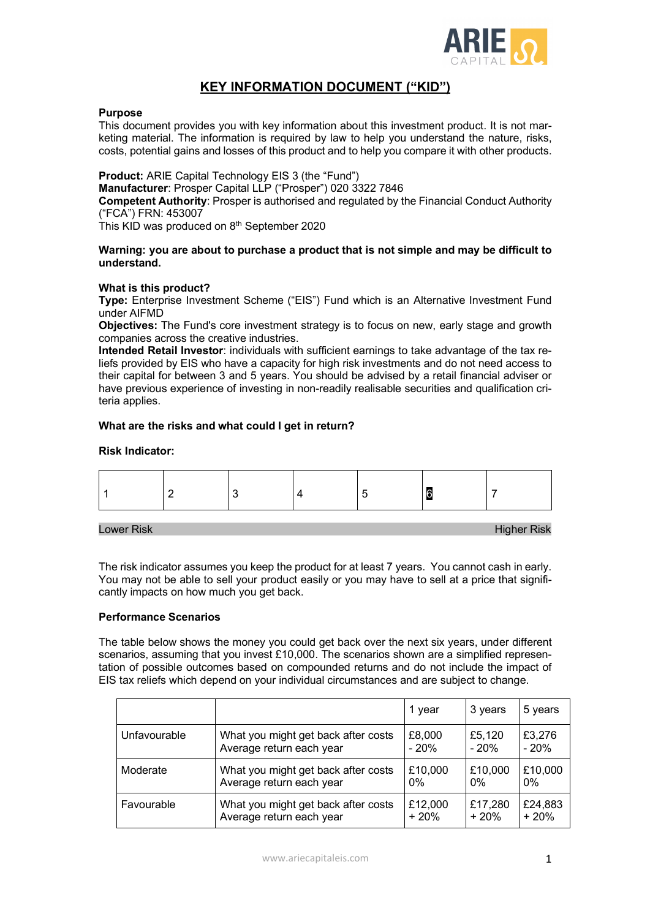# KEY INFORMATION DOCUMENT ("KID")

**Purpose**

This document provides you with key information about this investment product. It is not marketing material. The information is required by law to help you understand the nature, risks, costs, potential gains and losses of this product and to help you compare it with other products.

**Product:** ARIE Capital Technology EIS 3 (the "Fund")
**Manufacturer**: Prosper Capital LLP ("Prosper") 020 3322 7846
**Competent Authority**: Prosper is authorised and regulated by the Financial Conduct Authority ("FCA") FRN: 453007
This KID was produced on 8th September 2020

**Warning: you are about to purchase a product that is not simple and may be difficult to understand.**

**What is this product?**

**Type:** Enterprise Investment Scheme ("EIS") Fund which is an Alternative Investment Fund under AIFMD
**Objectives:** The Fund's core investment strategy is to focus on new, early stage and growth companies across the creative industries.
**Intended Retail Investor**: individuals with sufficient earnings to take advantage of the tax reliefs provided by EIS who have a capacity for high risk investments and do not need access to their capital for between 3 and 5 years. You should be advised by a retail financial adviser or have previous experience of investing in non-readily realisable securities and qualification criteria applies.

**What are the risks and what could I get in return?**

**Risk Indicator:**

| 1 | 2 | 3 | 4 | 5 | **6** | 7 |
|---|---|---|---|---|---|---|

Lower Risk — Higher Risk

The risk indicator assumes you keep the product for at least 7 years. You cannot cash in early. You may not be able to sell your product easily or you may have to sell at a price that significantly impacts on how much you get back.

**Performance Scenarios**

The table below shows the money you could get back over the next six years, under different scenarios, assuming that you invest £10,000. The scenarios shown are a simplified representation of possible outcomes based on compounded returns and do not include the impact of EIS tax reliefs which depend on your individual circumstances and are subject to change.

| | | 1 year | 3 years | 5 years |
|---|---|---|---|---|
| Unfavourable | What you might get back after costs<br>Average return each year | £8,000<br>- 20% | £5,120<br>- 20% | £3,276<br>- 20% |
| Moderate | What you might get back after costs<br>Average return each year | £10,000<br>0% | £10,000<br>0% | £10,000<br>0% |
| Favourable | What you might get back after costs<br>Average return each year | £12,000<br>+ 20% | £17,280<br>+ 20% | £24,883<br>+ 20% |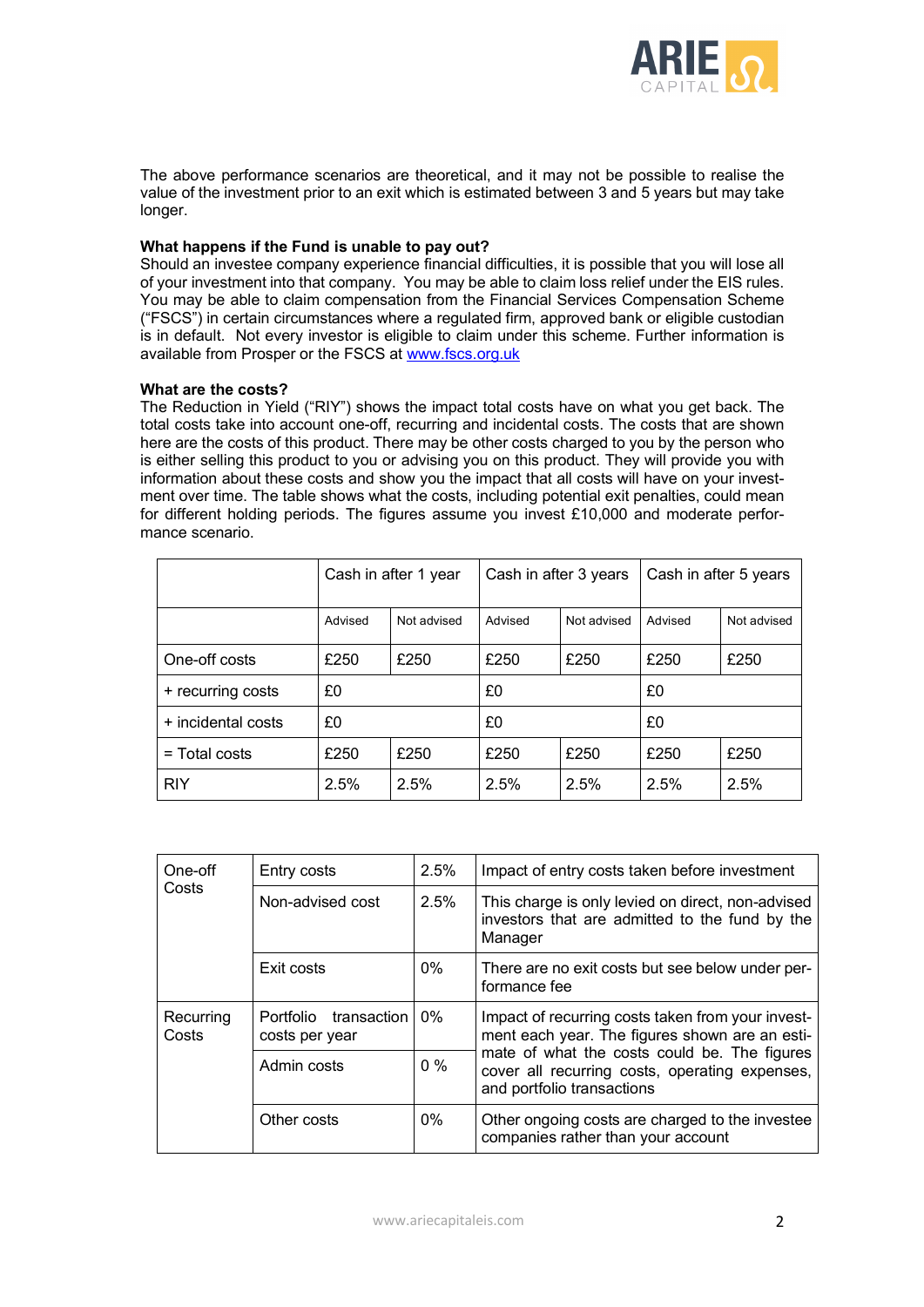The above performance scenarios are theoretical, and it may not be possible to realise the value of the investment prior to an exit which is estimated between 3 and 5 years but may take longer.

**What happens if the Fund is unable to pay out?**

Should an investee company experience financial difficulties, it is possible that you will lose all of your investment into that company. You may be able to claim loss relief under the EIS rules. You may be able to claim compensation from the Financial Services Compensation Scheme ("FSCS") in certain circumstances where a regulated firm, approved bank or eligible custodian is in default. Not every investor is eligible to claim under this scheme. Further information is available from Prosper or the FSCS at [www.fscs.org.uk](http://www.fscs.org.uk)

**What are the costs?**

The Reduction in Yield ("RIY") shows the impact total costs have on what you get back. The total costs take into account one-off, recurring and incidental costs. The costs that are shown here are the costs of this product. There may be other costs charged to you by the person who is either selling this product to you or advising you on this product. They will provide you with information about these costs and show you the impact that all costs will have on your investment over time. The table shows what the costs, including potential exit penalties, could mean for different holding periods. The figures assume you invest £10,000 and moderate performance scenario.

| | Cash in after 1 year | | Cash in after 3 years | | Cash in after 5 years | |
|---|---|---|---|---|---|---|
| | Advised | Not advised | Advised | Not advised | Advised | Not advised |
| One-off costs | £250 | £250 | £250 | £250 | £250 | £250 |
| + recurring costs | £0 | | £0 | | £0 | |
| + incidental costs | £0 | | £0 | | £0 | |
| = Total costs | £250 | £250 | £250 | £250 | £250 | £250 |
| RIY | 2.5% | 2.5% | 2.5% | 2.5% | 2.5% | 2.5% |

| | | | |
|---|---|---|---|
| One-off Costs | Entry costs | 2.5% | Impact of entry costs taken before investment |
| | Non-advised cost | 2.5% | This charge is only levied on direct, non-advised investors that are admitted to the fund by the Manager |
| | Exit costs | 0% | There are no exit costs but see below under performance fee |
| Recurring Costs | Portfolio transaction costs per year | 0% | Impact of recurring costs taken from your investment each year. The figures shown are an estimate of what the costs could be. The figures cover all recurring costs, operating expenses, and portfolio transactions |
| | Admin costs | 0 % | |
| | Other costs | 0% | Other ongoing costs are charged to the investee companies rather than your account |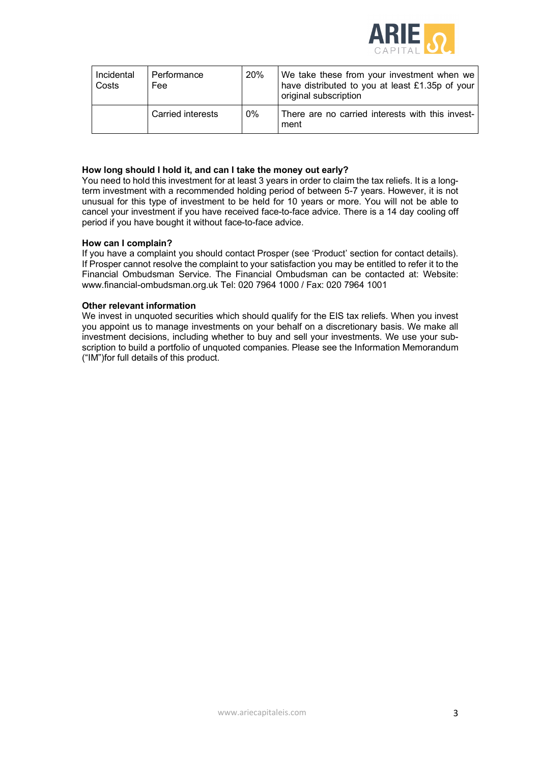| | | | |
|---|---|---|---|
| Incidental Costs | Performance Fee | 20% | We take these from your investment when we have distributed to you at least £1.35p of your original subscription |
| | Carried interests | 0% | There are no carried interests with this investment |

**How long should I hold it, and can I take the money out early?**
You need to hold this investment for at least 3 years in order to claim the tax reliefs. It is a long-term investment with a recommended holding period of between 5-7 years. However, it is not unusual for this type of investment to be held for 10 years or more. You will not be able to cancel your investment if you have received face-to-face advice. There is a 14 day cooling off period if you have bought it without face-to-face advice.

**How can I complain?**
If you have a complaint you should contact Prosper (see 'Product' section for contact details). If Prosper cannot resolve the complaint to your satisfaction you may be entitled to refer it to the Financial Ombudsman Service. The Financial Ombudsman can be contacted at: Website: www.financial-ombudsman.org.uk Tel: 020 7964 1000 / Fax: 020 7964 1001

**Other relevant information**
We invest in unquoted securities which should qualify for the EIS tax reliefs. When you invest you appoint us to manage investments on your behalf on a discretionary basis. We make all investment decisions, including whether to buy and sell your investments. We use your subscription to build a portfolio of unquoted companies. Please see the Information Memorandum ("IM")for full details of this product.